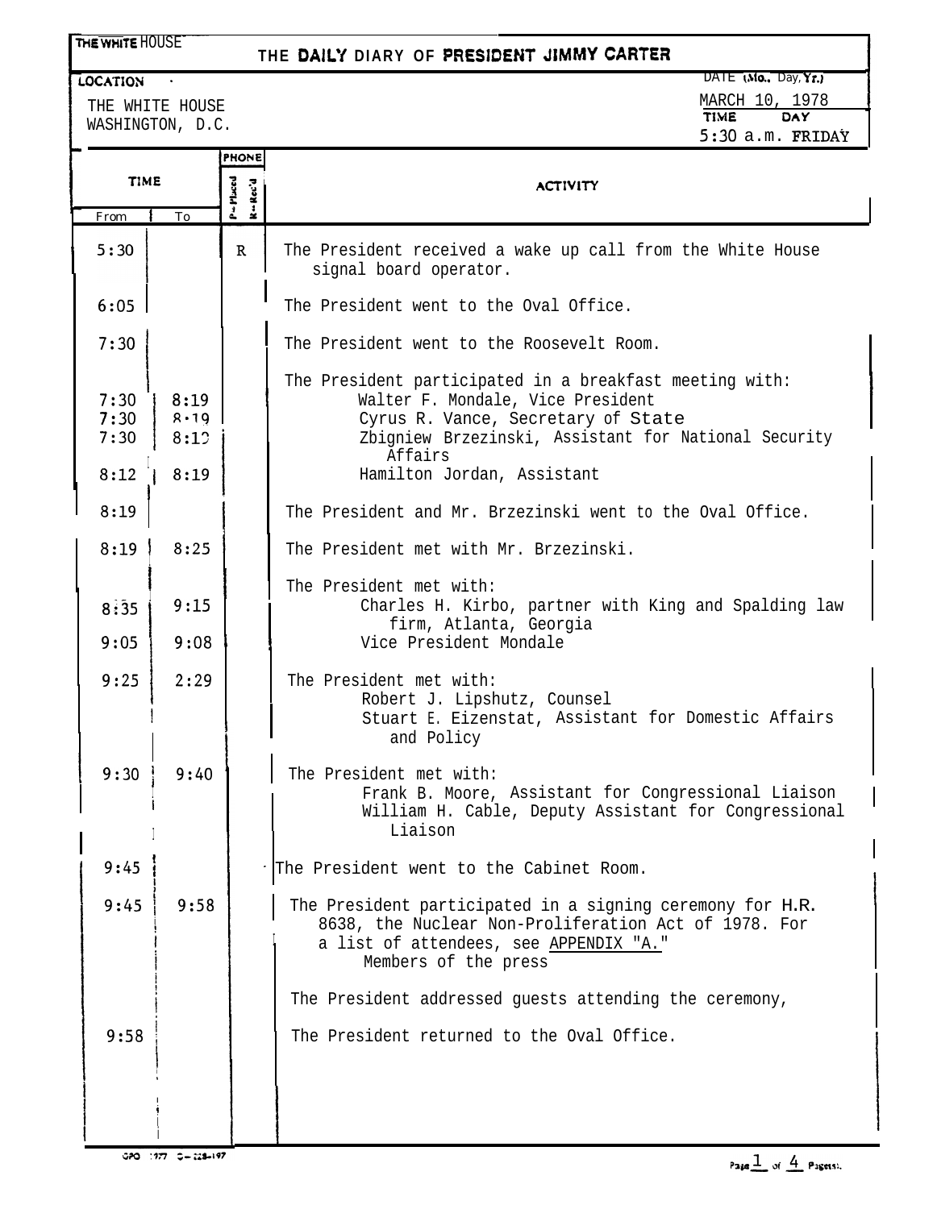THE WHITE HOUSE

# THE DAILY DIARY OF PRESIDENT JIMMY CARTER

**LOCATION**

THE WHITE HOUSE
WASHINGTON, D.C.

**DATE (Mo., Day, Yr.)** MARCH 10, 1978

**TIME** 5:30 a.m. **DAY** FRIDAY

| TIME From | TIME To | PHONE P=Placed R=Rec'd | ACTIVITY |
|---|---|---|---|
| 5:30 | | R | The President received a wake up call from the White House signal board operator. |
| 6:05 | | | The President went to the Oval Office. |
| 7:30 | | | The President went to the Roosevelt Room. |
| | | | The President participated in a breakfast meeting with: |
| 7:30 | 8:19 | | Walter F. Mondale, Vice President |
| 7:30 | 8:19 | | Cyrus R. Vance, Secretary of State |
| 7:30 | 8:19 | | Zbigniew Brzezinski, Assistant for National Security Affairs |
| 8:12 | 8:19 | | Hamilton Jordan, Assistant |
| 8:19 | | | The President and Mr. Brzezinski went to the Oval Office. |
| 8:19 | 8:25 | | The President met with Mr. Brzezinski. |
| | | | The President met with: |
| 8:35 | 9:15 | | Charles H. Kirbo, partner with King and Spalding law firm, Atlanta, Georgia |
| 9:05 | 9:08 | | Vice President Mondale |
| 9:25 | 2:29 | | The President met with: Robert J. Lipshutz, Counsel; Stuart E. Eizenstat, Assistant for Domestic Affairs and Policy |
| 9:30 | 9:40 | | The President met with: Frank B. Moore, Assistant for Congressional Liaison; William H. Cable, Deputy Assistant for Congressional Liaison |
| 9:45 | | | The President went to the Cabinet Room. |
| 9:45 | 9:58 | | The President participated in a signing ceremony for H.R. 8638, the Nuclear Non-Proliferation Act of 1978. For a list of attendees, see APPENDIX "A." Members of the press |
| | | | The President addressed guests attending the ceremony, |
| 9:58 | | | The President returned to the Oval Office. |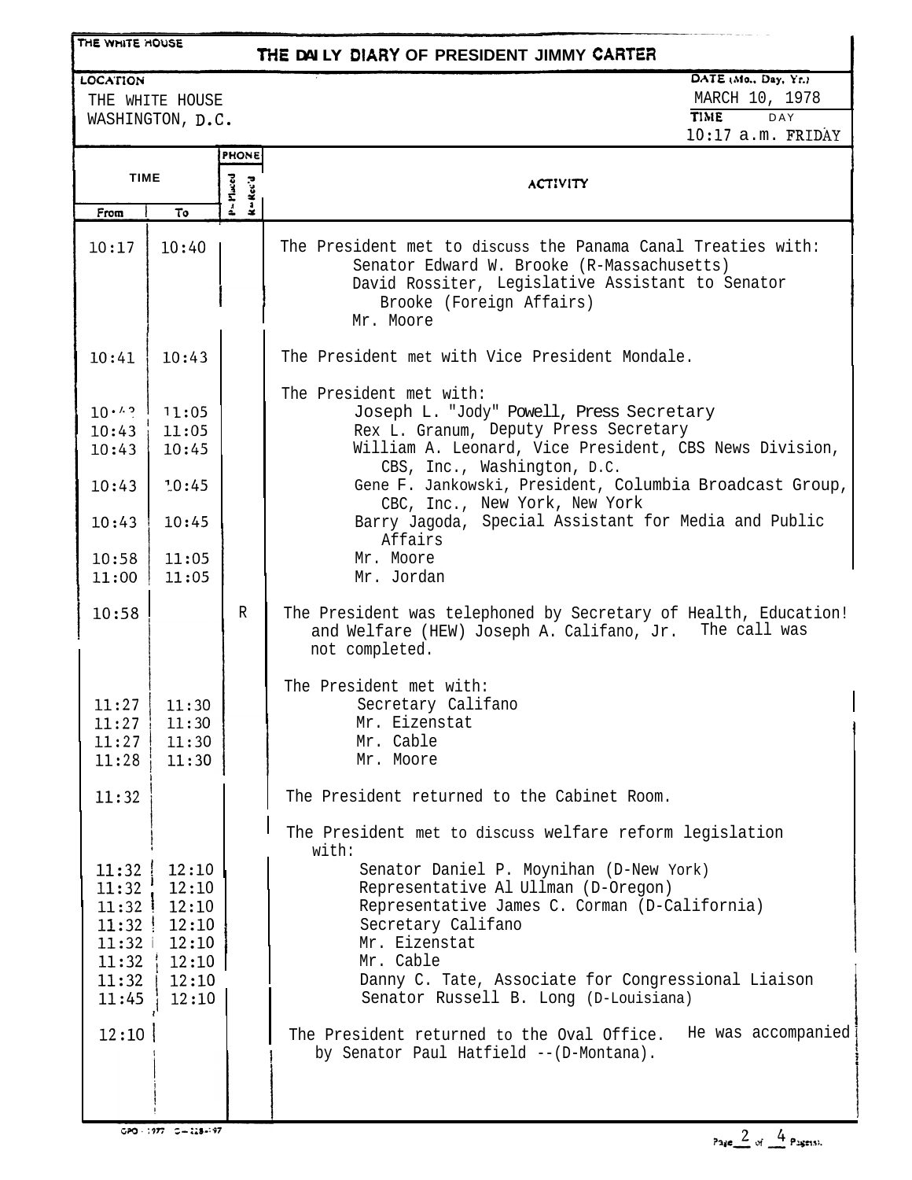THE WHITE HOUSE

# THE DAILY DIARY OF PRESIDENT JIMMY CARTER

**LOCATION**
THE WHITE HOUSE
WASHINGTON, D.C.

**DATE (Mo., Day, Yr.)**
MARCH 10, 1978

**TIME** 10:17 a.m. **DAY** FRIDAY

| TIME From | TIME To | PHONE P=Placed R=Rec'd | ACTIVITY |
|---|---|---|---|
| 10:17 | 10:40 | | The President met to discuss the Panama Canal Treaties with: |
| | | | Senator Edward W. Brooke (R-Massachusetts) |
| | | | David Rossiter, Legislative Assistant to Senator Brooke (Foreign Affairs) |
| | | | Mr. Moore |
| 10:41 | 10:43 | | The President met with Vice President Mondale. |
| | | | The President met with: |
| 10:43 | 11:05 | | Joseph L. "Jody" Powell, Press Secretary |
| 10:43 | 11:05 | | Rex L. Granum, Deputy Press Secretary |
| 10:43 | 10:45 | | William A. Leonard, Vice President, CBS News Division, CBS, Inc., Washington, D.C. |
| 10:43 | 10:45 | | Gene F. Jankowski, President, Columbia Broadcast Group, CBC, Inc., New York, New York |
| 10:43 | 10:45 | | Barry Jagoda, Special Assistant for Media and Public Affairs |
| 10:58 | 11:05 | | Mr. Moore |
| 11:00 | 11:05 | | Mr. Jordan |
| 10:58 | | R | The President was telephoned by Secretary of Health, Education and Welfare (HEW) Joseph A. Califano, Jr. The call was not completed. |
| | | | The President met with: |
| 11:27 | 11:30 | | Secretary Califano |
| 11:27 | 11:30 | | Mr. Eizenstat |
| 11:27 | 11:30 | | Mr. Cable |
| 11:28 | 11:30 | | Mr. Moore |
| 11:32 | | | The President returned to the Cabinet Room. |
| | | | The President met to discuss welfare reform legislation with: |
| 11:32 | 12:10 | | Senator Daniel P. Moynihan (D-New York) |
| 11:32 | 12:10 | | Representative Al Ullman (D-Oregon) |
| 11:32 | 12:10 | | Representative James C. Corman (D-California) |
| 11:32 | 12:10 | | Secretary Califano |
| 11:32 | 12:10 | | Mr. Eizenstat |
| 11:32 | 12:10 | | Mr. Cable |
| 11:32 | 12:10 | | Danny C. Tate, Associate for Congressional Liaison |
| 11:45 | 12:10 | | Senator Russell B. Long (D-Louisiana) |
| 12:10 | | | The President returned to the Oval Office. He was accompanied by Senator Paul Hatfield --(D-Montana). |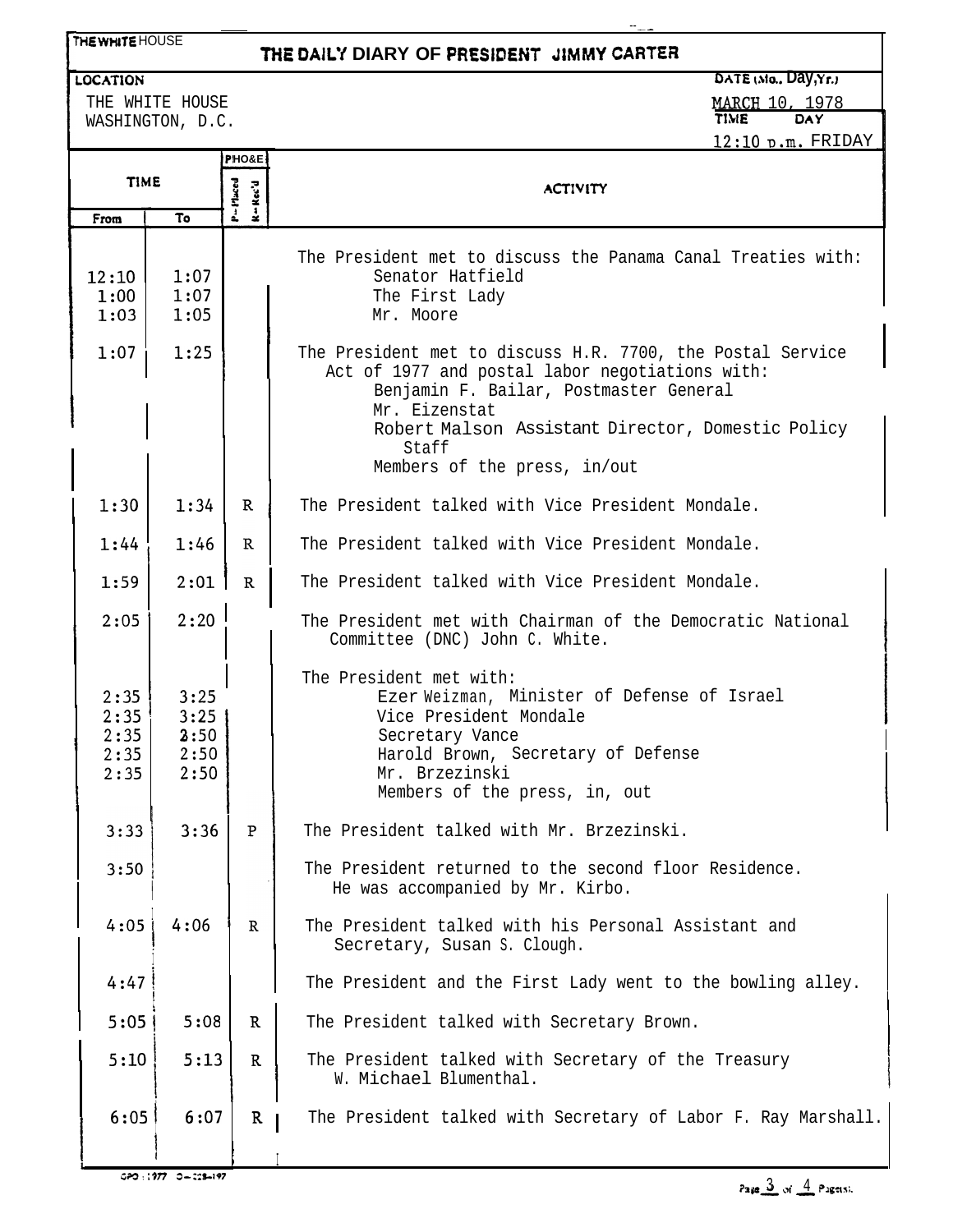THE WHITE HOUSE

# THE DAILY DIARY OF PRESIDENT JIMMY CARTER

**LOCATION**
THE WHITE HOUSE
WASHINGTON, D.C.

**DATE (Mo., Day, Yr.)** MARCH 10, 1978
**TIME** 12:10 p.m. **DAY** FRIDAY

| TIME From | TIME To | PHONE P=Placed R=Rec'd | ACTIVITY |
|---|---|---|---|
| | | | The President met to discuss the Panama Canal Treaties with: |
| 12:10 | 1:07 | | Senator Hatfield |
| 1:00 | 1:07 | | The First Lady |
| 1:03 | 1:05 | | Mr. Moore |
| 1:07 | 1:25 | | The President met to discuss H.R. 7700, the Postal Service Act of 1977 and postal labor negotiations with: |
| | | | Benjamin F. Bailar, Postmaster General |
| | | | Mr. Eizenstat |
| | | | Robert Malson Assistant Director, Domestic Policy Staff |
| | | | Members of the press, in/out |
| 1:30 | 1:34 | R | The President talked with Vice President Mondale. |
| 1:44 | 1:46 | R | The President talked with Vice President Mondale. |
| 1:59 | 2:01 | R | The President talked with Vice President Mondale. |
| 2:05 | 2:20 | | The President met with Chairman of the Democratic National Committee (DNC) John C. White. |
| | | | The President met with: |
| 2:35 | 3:25 | | Ezer Weizman, Minister of Defense of Israel |
| 2:35 | 3:25 | | Vice President Mondale |
| 2:35 | 2:50 | | Secretary Vance |
| 2:35 | 2:50 | | Harold Brown, Secretary of Defense |
| 2:35 | 2:50 | | Mr. Brzezinski |
| | | | Members of the press, in, out |
| 3:33 | 3:36 | P | The President talked with Mr. Brzezinski. |
| 3:50 | | | The President returned to the second floor Residence. He was accompanied by Mr. Kirbo. |
| 4:05 | 4:06 | R | The President talked with his Personal Assistant and Secretary, Susan S. Clough. |
| 4:47 | | | The President and the First Lady went to the bowling alley. |
| 5:05 | 5:08 | R | The President talked with Secretary Brown. |
| 5:10 | 5:13 | R | The President talked with Secretary of the Treasury W. Michael Blumenthal. |
| 6:05 | 6:07 | R | The President talked with Secretary of Labor F. Ray Marshall. |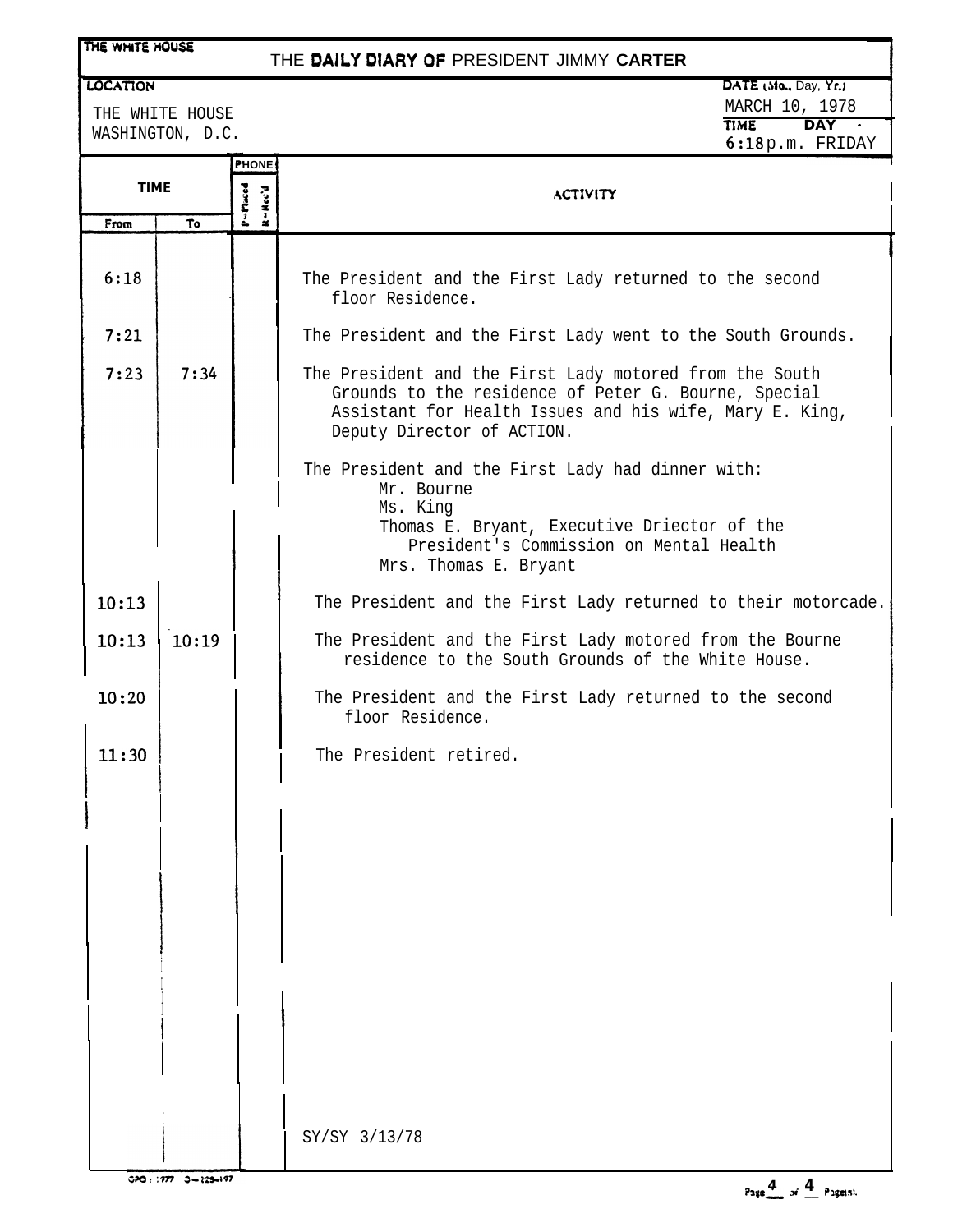THE WHITE HOUSE

# THE DAILY DIARY OF PRESIDENT JIMMY CARTER

LOCATION

THE WHITE HOUSE
WASHINGTON, D.C.

DATE (Mo., Day, Yr.)
MARCH 10, 1978

TIME DAY
6:18 p.m. FRIDAY

| TIME From | TIME To | PHONE P=Placed | PHONE R=Rec'd | ACTIVITY |
|---|---|---|---|---|
| 6:18 | | | | The President and the First Lady returned to the second floor Residence. |
| 7:21 | | | | The President and the First Lady went to the South Grounds. |
| 7:23 | 7:34 | | | The President and the First Lady motored from the South Grounds to the residence of Peter G. Bourne, Special Assistant for Health Issues and his wife, Mary E. King, Deputy Director of ACTION. |
| | | | | The President and the First Lady had dinner with: Mr. Bourne; Ms. King; Thomas E. Bryant, Executive Driector of the President's Commission on Mental Health; Mrs. Thomas E. Bryant |
| 10:13 | | | | The President and the First Lady returned to their motorcade. |
| 10:13 | 10:19 | | | The President and the First Lady motored from the Bourne residence to the South Grounds of the White House. |
| 10:20 | | | | The President and the First Lady returned to the second floor Residence. |
| 11:30 | | | | The President retired. |

SY/SY 3/13/78